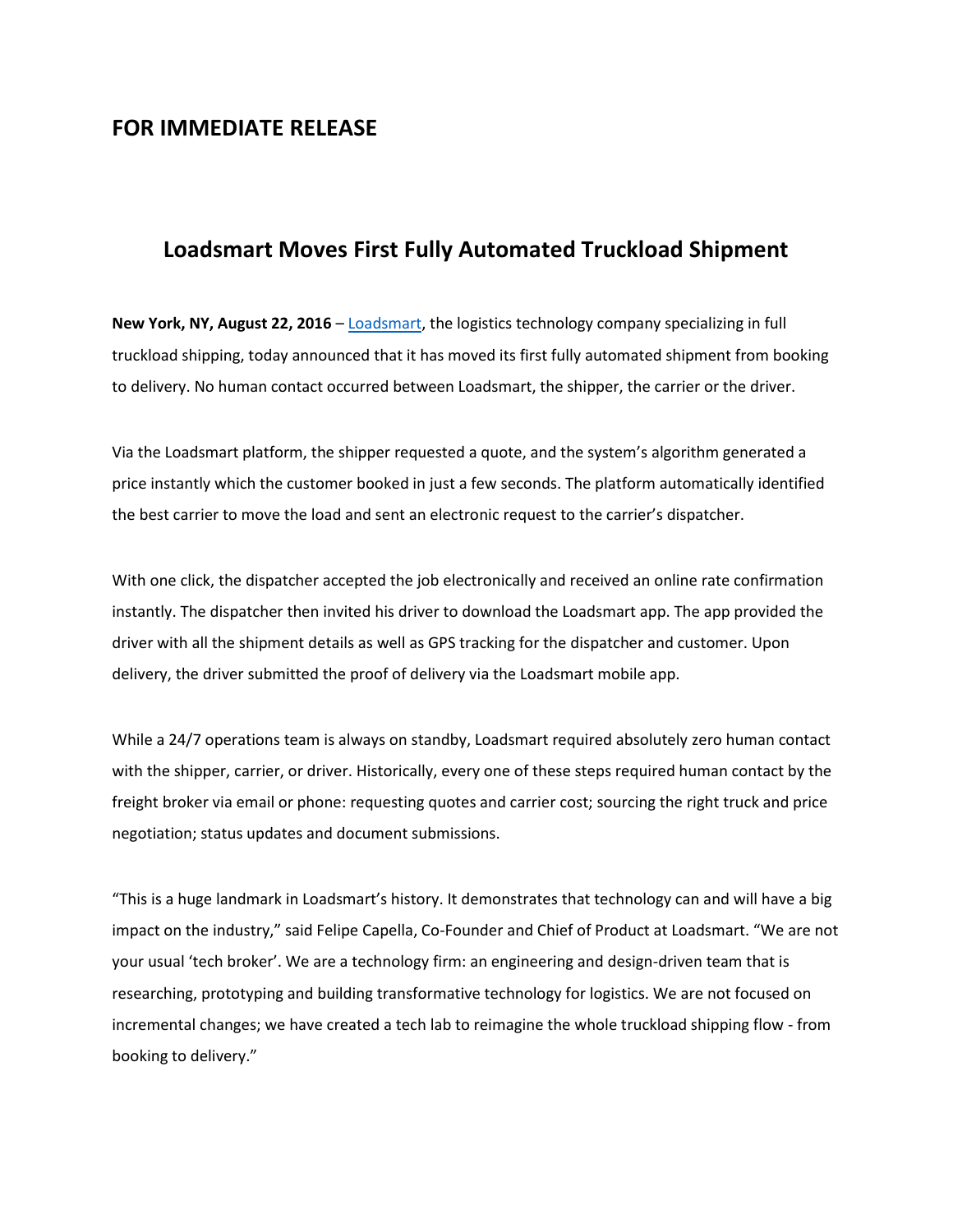## FOR IMMEDIATE RELEASE

# Loadsmart Moves First Fully Automated Truckload Shipment

**New York, NY, August 22, 2016** – Loadsmart, the logistics technology company specializing in full truckload shipping, today announced that it has moved its first fully automated shipment from booking to delivery. No human contact occurred between Loadsmart, the shipper, the carrier or the driver.

Via the Loadsmart platform, the shipper requested a quote, and the system's algorithm generated a price instantly which the customer booked in just a few seconds. The platform automatically identified the best carrier to move the load and sent an electronic request to the carrier's dispatcher.

With one click, the dispatcher accepted the job electronically and received an online rate confirmation instantly. The dispatcher then invited his driver to download the Loadsmart app. The app provided the driver with all the shipment details as well as GPS tracking for the dispatcher and customer. Upon delivery, the driver submitted the proof of delivery via the Loadsmart mobile app.

While a 24/7 operations team is always on standby, Loadsmart required absolutely zero human contact with the shipper, carrier, or driver. Historically, every one of these steps required human contact by the freight broker via email or phone: requesting quotes and carrier cost; sourcing the right truck and price negotiation; status updates and document submissions.

"This is a huge landmark in Loadsmart's history. It demonstrates that technology can and will have a big impact on the industry," said Felipe Capella, Co-Founder and Chief of Product at Loadsmart. "We are not your usual 'tech broker'. We are a technology firm: an engineering and design-driven team that is researching, prototyping and building transformative technology for logistics. We are not focused on incremental changes; we have created a tech lab to reimagine the whole truckload shipping flow - from booking to delivery."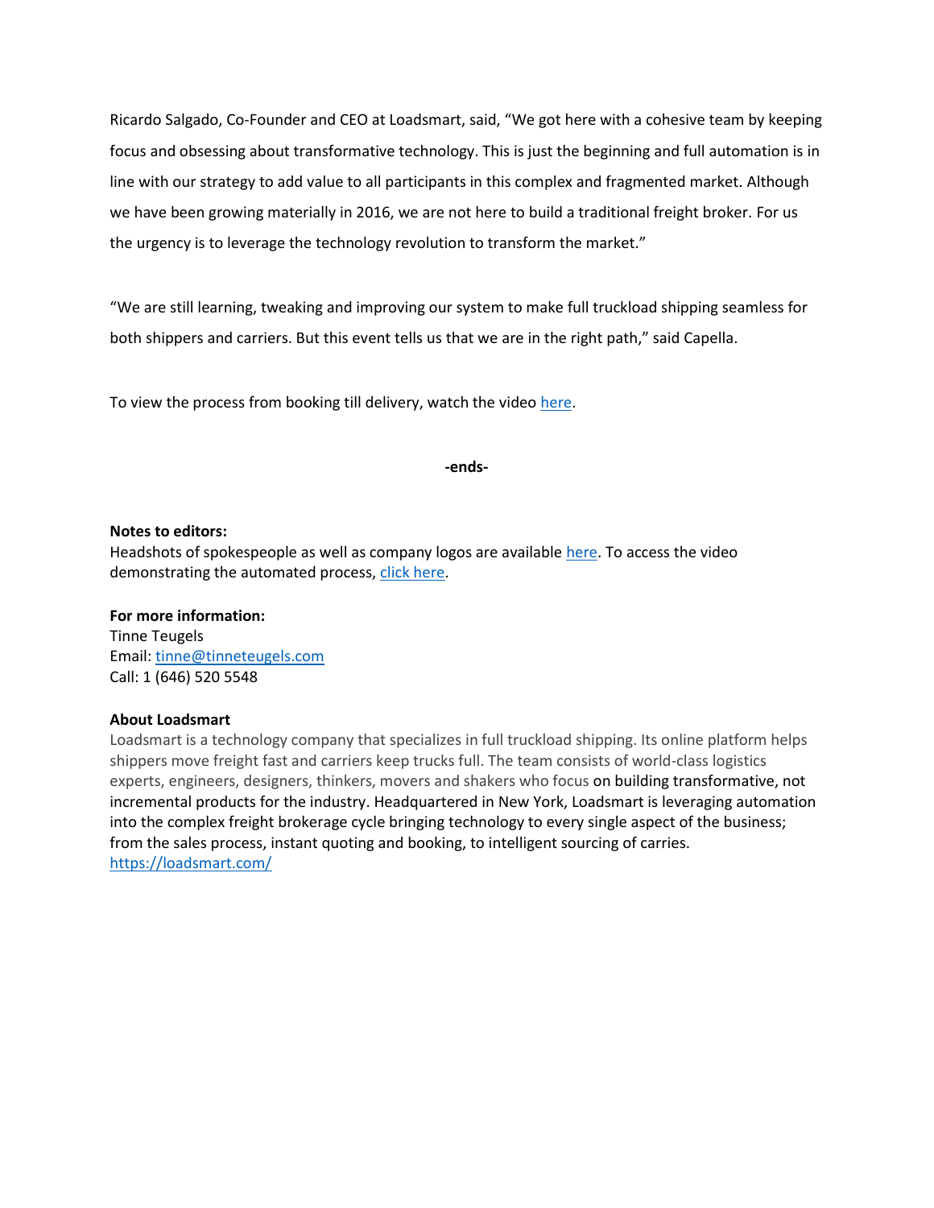Ricardo Salgado, Co-Founder and CEO at Loadsmart, said, "We got here with a cohesive team by keeping focus and obsessing about transformative technology. This is just the beginning and full automation is in line with our strategy to add value to all participants in this complex and fragmented market. Although we have been growing materially in 2016, we are not here to build a traditional freight broker. For us the urgency is to leverage the technology revolution to transform the market."

"We are still learning, tweaking and improving our system to make full truckload shipping seamless for both shippers and carriers. But this event tells us that we are in the right path," said Capella.

To view the process from booking till delivery, watch the video here.

**-ends-**

**Notes to editors:**
Headshots of spokespeople as well as company logos are available here. To access the video demonstrating the automated process, click here.

**For more information:**
Tinne Teugels
Email: tinne@tinneteugels.com
Call: 1 (646) 520 5548

**About Loadsmart**
Loadsmart is a technology company that specializes in full truckload shipping. Its online platform helps shippers move freight fast and carriers keep trucks full. The team consists of world-class logistics experts, engineers, designers, thinkers, movers and shakers who focus on building transformative, not incremental products for the industry. Headquartered in New York, Loadsmart is leveraging automation into the complex freight brokerage cycle bringing technology to every single aspect of the business; from the sales process, instant quoting and booking, to intelligent sourcing of carries.
https://loadsmart.com/